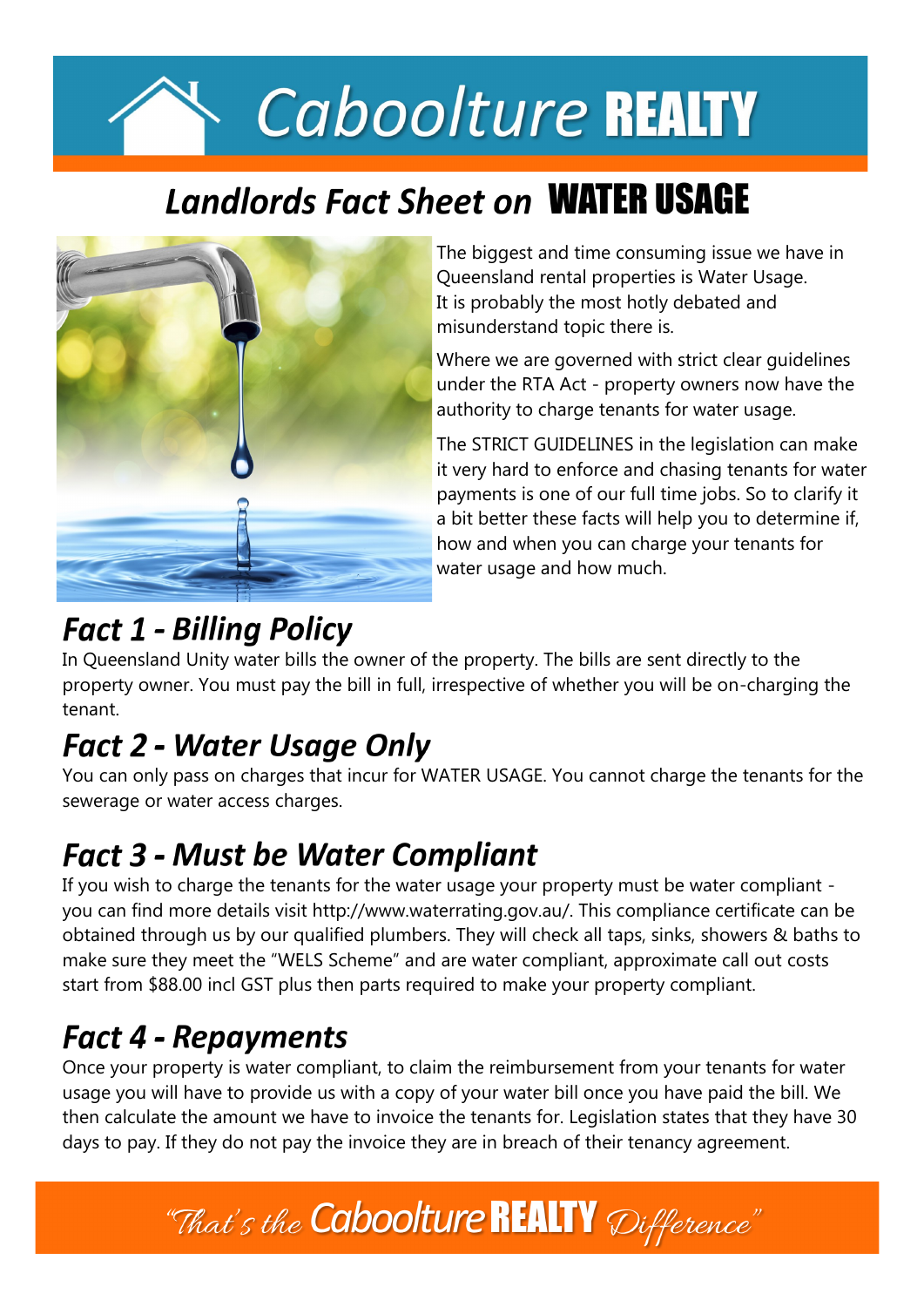# Caboolture REALTY

## Landlords Fact Sheet on WATER USAGE

The biggest and time consuming issue we have in Queensland rental properties is Water Usage. It is probably the most hotly debated and misunderstand topic there is.

Where we are governed with strict clear guidelines under the RTA Act - property owners now have the authority to charge tenants for water usage.

The STRICT GUIDELINES in the legislation can make it very hard to enforce and chasing tenants for water payments is one of our full time jobs. So to clarify it a bit better these facts will help you to determine if, how and when you can charge your tenants for water usage and how much.

## *Fact 1 - Billing Policy*

In Queensland Unity water bills the owner of the property. The bills are sent directly to the property owner. You must pay the bill in full, irrespective of whether you will be on-charging the tenant.

## *Fact 2 - Water Usage Only*

You can only pass on charges that incur for WATER USAGE. You cannot charge the tenants for the sewerage or water access charges.

## *Fact 3 - Must be Water Compliant*

If you wish to charge the tenants for the water usage your property must be water compliant - you can find more details visit http://www.waterrating.gov.au/. This compliance certificate can be obtained through us by our qualified plumbers. They will check all taps, sinks, showers & baths to make sure they meet the "WELS Scheme" and are water compliant, approximate call out costs start from $88.00 incl GST plus then parts required to make your property compliant.

## *Fact 4 - Repayments*

Once your property is water compliant, to claim the reimbursement from your tenants for water usage you will have to provide us with a copy of your water bill once you have paid the bill. We then calculate the amount we have to invoice the tenants for. Legislation states that they have 30 days to pay. If they do not pay the invoice they are in breach of their tenancy agreement.

*"That's the Caboolture REALTY Difference"*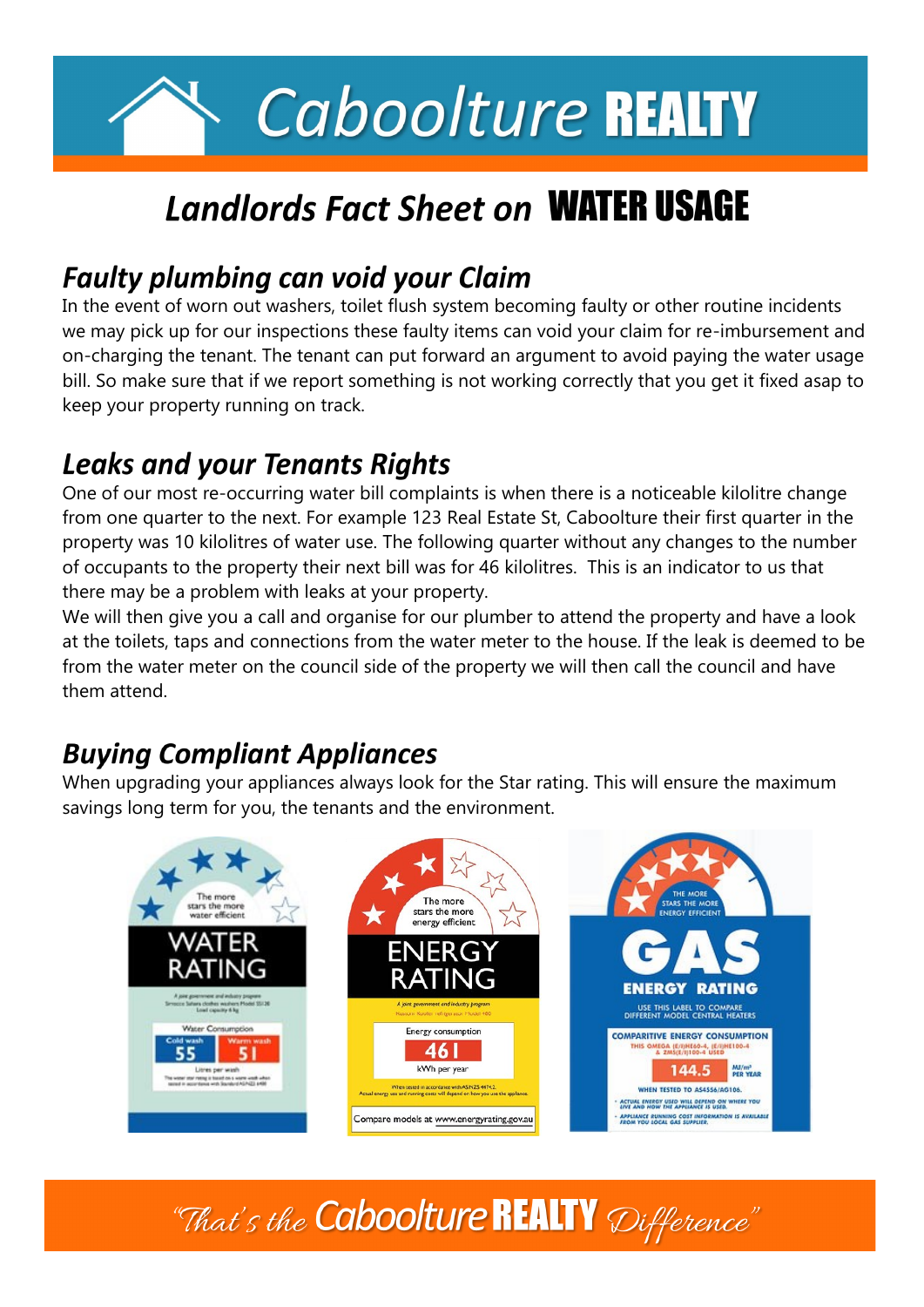# Caboolture REALTY

## Landlords Fact Sheet on WATER USAGE

### Faulty plumbing can void your Claim

In the event of worn out washers, toilet flush system becoming faulty or other routine incidents we may pick up for our inspections these faulty items can void your claim for re-imbursement and on-charging the tenant. The tenant can put forward an argument to avoid paying the water usage bill. So make sure that if we report something is not working correctly that you get it fixed asap to keep your property running on track.

### Leaks and your Tenants Rights

One of our most re-occurring water bill complaints is when there is a noticeable kilolitre change from one quarter to the next. For example 123 Real Estate St, Caboolture their first quarter in the property was 10 kilolitres of water use. The following quarter without any changes to the number of occupants to the property their next bill was for 46 kilolitres. This is an indicator to us that there may be a problem with leaks at your property.

We will then give you a call and organise for our plumber to attend the property and have a look at the toilets, taps and connections from the water meter to the house. If the leak is deemed to be from the water meter on the council side of the property we will then call the council and have them attend.

### Buying Compliant Appliances

When upgrading your appliances always look for the Star rating. This will ensure the maximum savings long term for you, the tenants and the environment.

The more stars the more water efficient
WATER RATING
Water Consumption
Cold wash 55
Warm wash 51
Litres per wash

The more stars the more energy efficient
ENERGY RATING
Energy consumption
461
kWh per year
Compare models at www.energyrating.gov.au

THE MORE STARS THE MORE ENERGY EFFICIENT
GAS
ENERGY RATING
USE THIS LABEL TO COMPARE DIFFERENT MODEL CENTRAL HEATERS
COMPARITIVE ENERGY CONSUMPTION
144.5
MJ/m² PER YEAR
WHEN TESTED TO AS4556/AG106.

*"That's the Caboolture REALTY Difference"*